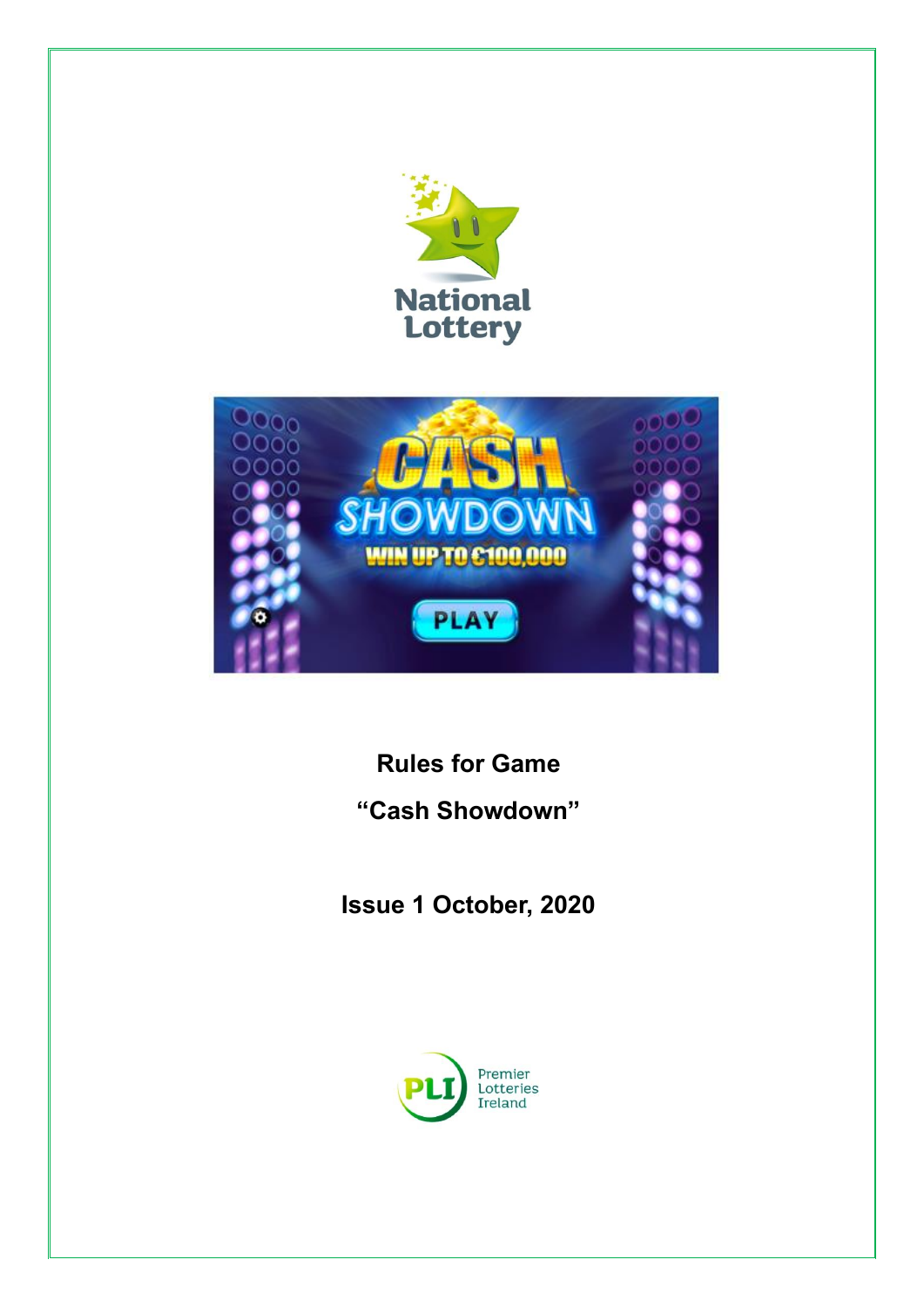# Rules for Game

# "Cash Showdown"

## Issue 1 October, 2020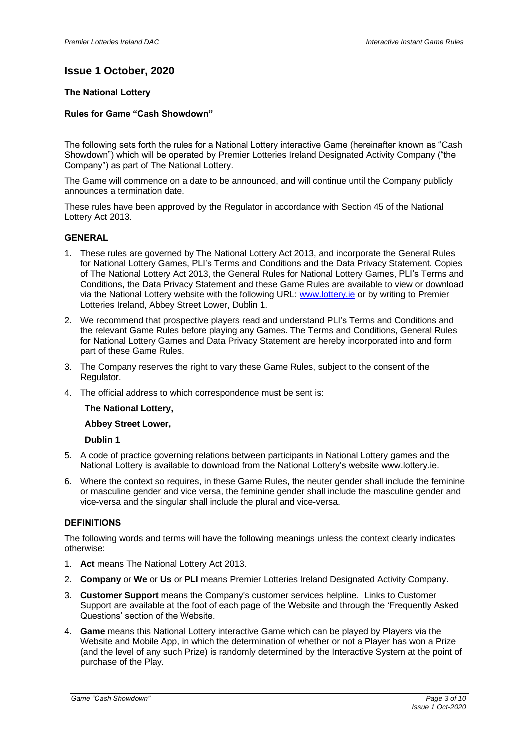## Issue 1 October, 2020

**The National Lottery**

**Rules for Game "Cash Showdown"**

The following sets forth the rules for a National Lottery interactive Game (hereinafter known as "Cash Showdown") which will be operated by Premier Lotteries Ireland Designated Activity Company ("the Company") as part of The National Lottery.

The Game will commence on a date to be announced, and will continue until the Company publicly announces a termination date.

These rules have been approved by the Regulator in accordance with Section 45 of the National Lottery Act 2013.

### GENERAL

1. These rules are governed by The National Lottery Act 2013, and incorporate the General Rules for National Lottery Games, PLI's Terms and Conditions and the Data Privacy Statement. Copies of The National Lottery Act 2013, the General Rules for National Lottery Games, PLI's Terms and Conditions, the Data Privacy Statement and these Game Rules are available to view or download via the National Lottery website with the following URL: [www.lottery.ie](http://www.lottery.ie) or by writing to Premier Lotteries Ireland, Abbey Street Lower, Dublin 1.
2. We recommend that prospective players read and understand PLI's Terms and Conditions and the relevant Game Rules before playing any Games. The Terms and Conditions, General Rules for National Lottery Games and Data Privacy Statement are hereby incorporated into and form part of these Game Rules.
3. The Company reserves the right to vary these Game Rules, subject to the consent of the Regulator.
4. The official address to which correspondence must be sent is:

   **The National Lottery,**

   **Abbey Street Lower,**

   **Dublin 1**
5. A code of practice governing relations between participants in National Lottery games and the National Lottery is available to download from the National Lottery's website www.lottery.ie.
6. Where the context so requires, in these Game Rules, the neuter gender shall include the feminine or masculine gender and vice versa, the feminine gender shall include the masculine gender and vice-versa and the singular shall include the plural and vice-versa.

### DEFINITIONS

The following words and terms will have the following meanings unless the context clearly indicates otherwise:

1. **Act** means The National Lottery Act 2013.
2. **Company** or **We** or **Us** or **PLI** means Premier Lotteries Ireland Designated Activity Company.
3. **Customer Support** means the Company's customer services helpline. Links to Customer Support are available at the foot of each page of the Website and through the 'Frequently Asked Questions' section of the Website.
4. **Game** means this National Lottery interactive Game which can be played by Players via the Website and Mobile App, in which the determination of whether or not a Player has won a Prize (and the level of any such Prize) is randomly determined by the Interactive System at the point of purchase of the Play.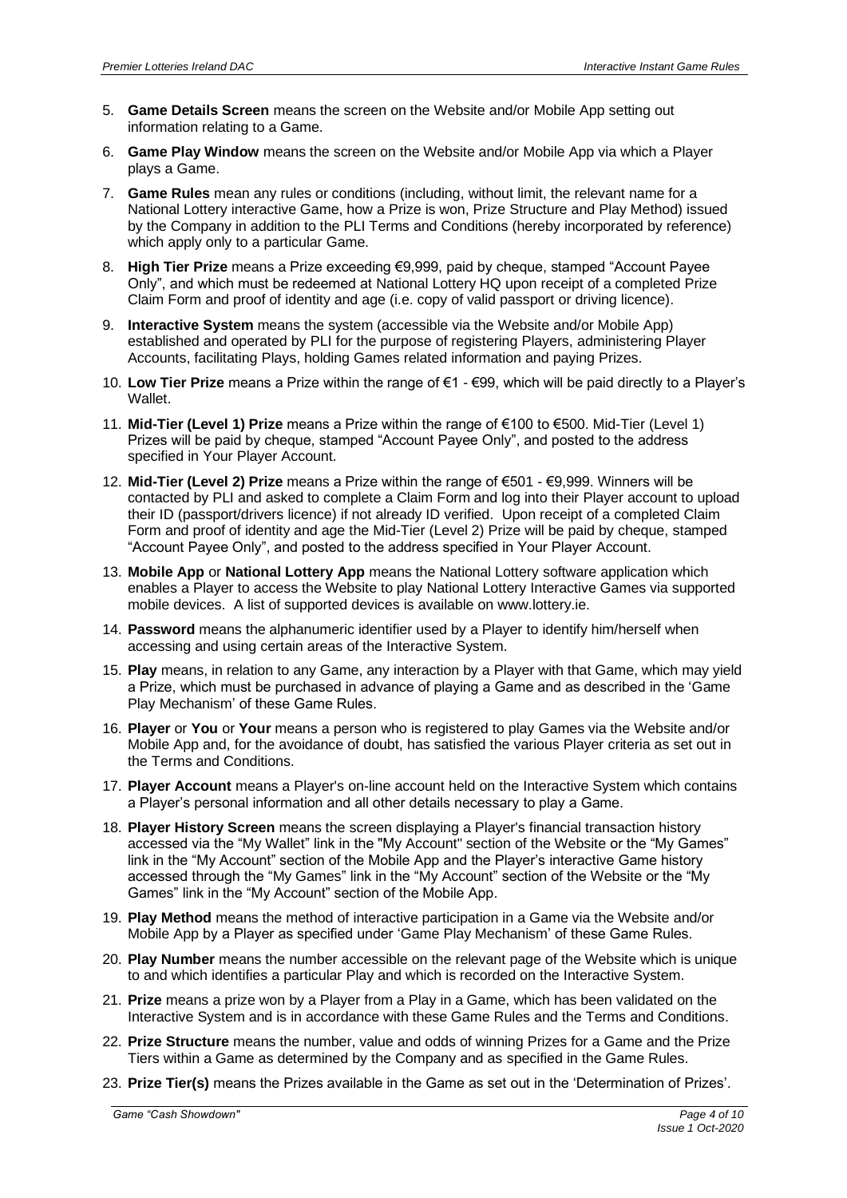5. **Game Details Screen** means the screen on the Website and/or Mobile App setting out information relating to a Game.

6. **Game Play Window** means the screen on the Website and/or Mobile App via which a Player plays a Game.

7. **Game Rules** mean any rules or conditions (including, without limit, the relevant name for a National Lottery interactive Game, how a Prize is won, Prize Structure and Play Method) issued by the Company in addition to the PLI Terms and Conditions (hereby incorporated by reference) which apply only to a particular Game.

8. **High Tier Prize** means a Prize exceeding €9,999, paid by cheque, stamped "Account Payee Only", and which must be redeemed at National Lottery HQ upon receipt of a completed Prize Claim Form and proof of identity and age (i.e. copy of valid passport or driving licence).

9. **Interactive System** means the system (accessible via the Website and/or Mobile App) established and operated by PLI for the purpose of registering Players, administering Player Accounts, facilitating Plays, holding Games related information and paying Prizes.

10. **Low Tier Prize** means a Prize within the range of €1 - €99, which will be paid directly to a Player's Wallet.

11. **Mid-Tier (Level 1) Prize** means a Prize within the range of €100 to €500. Mid-Tier (Level 1) Prizes will be paid by cheque, stamped "Account Payee Only", and posted to the address specified in Your Player Account.

12. **Mid-Tier (Level 2) Prize** means a Prize within the range of €501 - €9,999. Winners will be contacted by PLI and asked to complete a Claim Form and log into their Player account to upload their ID (passport/drivers licence) if not already ID verified. Upon receipt of a completed Claim Form and proof of identity and age the Mid-Tier (Level 2) Prize will be paid by cheque, stamped "Account Payee Only", and posted to the address specified in Your Player Account.

13. **Mobile App** or **National Lottery App** means the National Lottery software application which enables a Player to access the Website to play National Lottery Interactive Games via supported mobile devices. A list of supported devices is available on www.lottery.ie.

14. **Password** means the alphanumeric identifier used by a Player to identify him/herself when accessing and using certain areas of the Interactive System.

15. **Play** means, in relation to any Game, any interaction by a Player with that Game, which may yield a Prize, which must be purchased in advance of playing a Game and as described in the 'Game Play Mechanism' of these Game Rules.

16. **Player** or **You** or **Your** means a person who is registered to play Games via the Website and/or Mobile App and, for the avoidance of doubt, has satisfied the various Player criteria as set out in the Terms and Conditions.

17. **Player Account** means a Player's on-line account held on the Interactive System which contains a Player's personal information and all other details necessary to play a Game.

18. **Player History Screen** means the screen displaying a Player's financial transaction history accessed via the "My Wallet" link in the "My Account" section of the Website or the "My Games" link in the "My Account" section of the Mobile App and the Player's interactive Game history accessed through the "My Games" link in the "My Account" section of the Website or the "My Games" link in the "My Account" section of the Mobile App.

19. **Play Method** means the method of interactive participation in a Game via the Website and/or Mobile App by a Player as specified under 'Game Play Mechanism' of these Game Rules.

20. **Play Number** means the number accessible on the relevant page of the Website which is unique to and which identifies a particular Play and which is recorded on the Interactive System.

21. **Prize** means a prize won by a Player from a Play in a Game, which has been validated on the Interactive System and is in accordance with these Game Rules and the Terms and Conditions.

22. **Prize Structure** means the number, value and odds of winning Prizes for a Game and the Prize Tiers within a Game as determined by the Company and as specified in the Game Rules.

23. **Prize Tier(s)** means the Prizes available in the Game as set out in the 'Determination of Prizes'.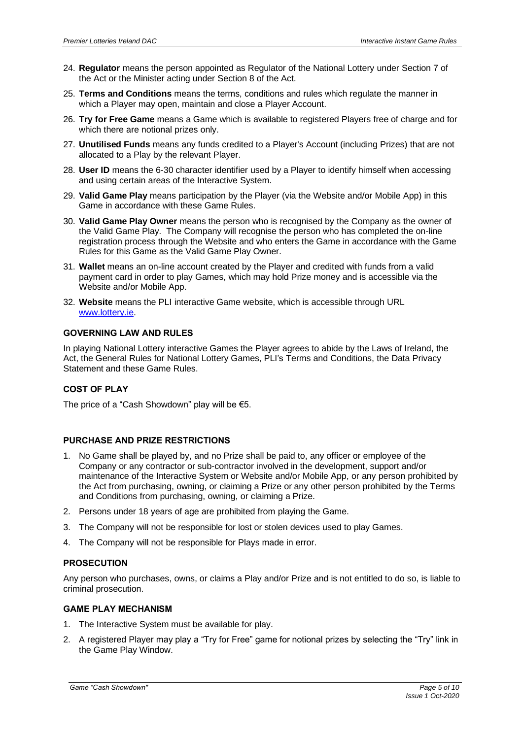24. **Regulator** means the person appointed as Regulator of the National Lottery under Section 7 of the Act or the Minister acting under Section 8 of the Act.
25. **Terms and Conditions** means the terms, conditions and rules which regulate the manner in which a Player may open, maintain and close a Player Account.
26. **Try for Free Game** means a Game which is available to registered Players free of charge and for which there are notional prizes only.
27. **Unutilised Funds** means any funds credited to a Player's Account (including Prizes) that are not allocated to a Play by the relevant Player.
28. **User ID** means the 6-30 character identifier used by a Player to identify himself when accessing and using certain areas of the Interactive System.
29. **Valid Game Play** means participation by the Player (via the Website and/or Mobile App) in this Game in accordance with these Game Rules.
30. **Valid Game Play Owner** means the person who is recognised by the Company as the owner of the Valid Game Play. The Company will recognise the person who has completed the on-line registration process through the Website and who enters the Game in accordance with the Game Rules for this Game as the Valid Game Play Owner.
31. **Wallet** means an on-line account created by the Player and credited with funds from a valid payment card in order to play Games, which may hold Prize money and is accessible via the Website and/or Mobile App.
32. **Website** means the PLI interactive Game website, which is accessible through URL www.lottery.ie.

### GOVERNING LAW AND RULES

In playing National Lottery interactive Games the Player agrees to abide by the Laws of Ireland, the Act, the General Rules for National Lottery Games, PLI's Terms and Conditions, the Data Privacy Statement and these Game Rules.

### COST OF PLAY

The price of a "Cash Showdown" play will be €5.

### PURCHASE AND PRIZE RESTRICTIONS

1. No Game shall be played by, and no Prize shall be paid to, any officer or employee of the Company or any contractor or sub-contractor involved in the development, support and/or maintenance of the Interactive System or Website and/or Mobile App, or any person prohibited by the Act from purchasing, owning, or claiming a Prize or any other person prohibited by the Terms and Conditions from purchasing, owning, or claiming a Prize.
2. Persons under 18 years of age are prohibited from playing the Game.
3. The Company will not be responsible for lost or stolen devices used to play Games.
4. The Company will not be responsible for Plays made in error.

### PROSECUTION

Any person who purchases, owns, or claims a Play and/or Prize and is not entitled to do so, is liable to criminal prosecution.

### GAME PLAY MECHANISM

1. The Interactive System must be available for play.
2. A registered Player may play a "Try for Free" game for notional prizes by selecting the "Try" link in the Game Play Window.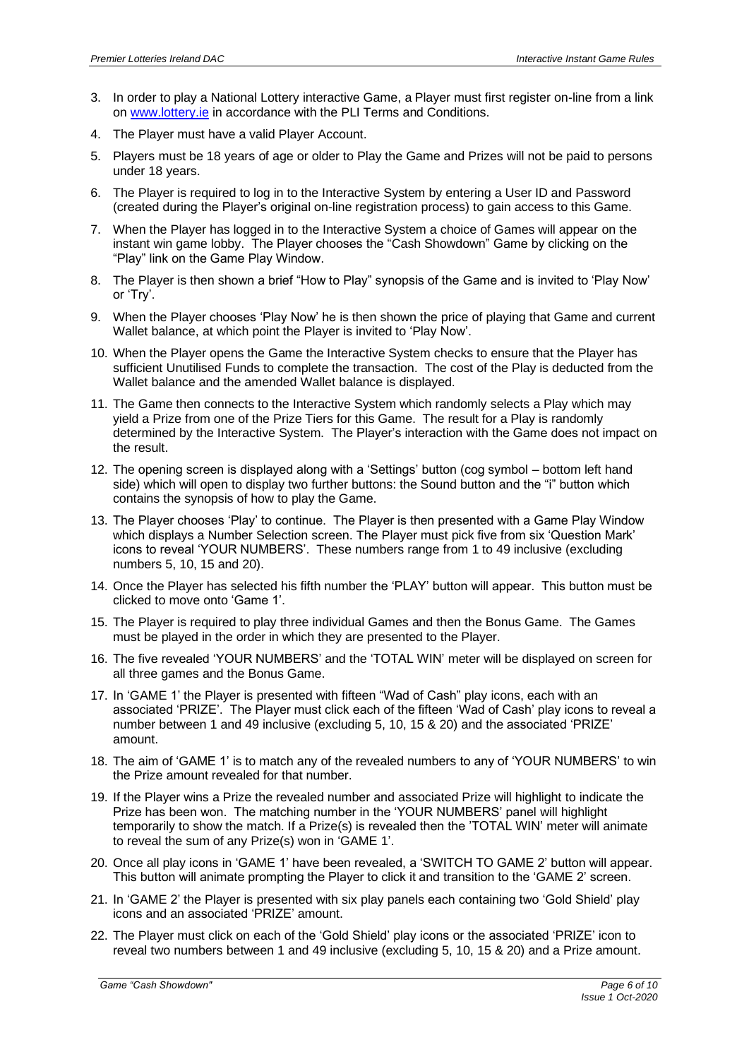3. In order to play a National Lottery interactive Game, a Player must first register on-line from a link on [www.lottery.ie](http://www.lottery.ie) in accordance with the PLI Terms and Conditions.
4. The Player must have a valid Player Account.
5. Players must be 18 years of age or older to Play the Game and Prizes will not be paid to persons under 18 years.
6. The Player is required to log in to the Interactive System by entering a User ID and Password (created during the Player's original on-line registration process) to gain access to this Game.
7. When the Player has logged in to the Interactive System a choice of Games will appear on the instant win game lobby. The Player chooses the "Cash Showdown" Game by clicking on the "Play" link on the Game Play Window.
8. The Player is then shown a brief "How to Play" synopsis of the Game and is invited to 'Play Now' or 'Try'.
9. When the Player chooses 'Play Now' he is then shown the price of playing that Game and current Wallet balance, at which point the Player is invited to 'Play Now'.
10. When the Player opens the Game the Interactive System checks to ensure that the Player has sufficient Unutilised Funds to complete the transaction. The cost of the Play is deducted from the Wallet balance and the amended Wallet balance is displayed.
11. The Game then connects to the Interactive System which randomly selects a Play which may yield a Prize from one of the Prize Tiers for this Game. The result for a Play is randomly determined by the Interactive System. The Player's interaction with the Game does not impact on the result.
12. The opening screen is displayed along with a 'Settings' button (cog symbol – bottom left hand side) which will open to display two further buttons: the Sound button and the "i" button which contains the synopsis of how to play the Game.
13. The Player chooses 'Play' to continue. The Player is then presented with a Game Play Window which displays a Number Selection screen. The Player must pick five from six 'Question Mark' icons to reveal 'YOUR NUMBERS'. These numbers range from 1 to 49 inclusive (excluding numbers 5, 10, 15 and 20).
14. Once the Player has selected his fifth number the 'PLAY' button will appear. This button must be clicked to move onto 'Game 1'.
15. The Player is required to play three individual Games and then the Bonus Game. The Games must be played in the order in which they are presented to the Player.
16. The five revealed 'YOUR NUMBERS' and the 'TOTAL WIN' meter will be displayed on screen for all three games and the Bonus Game.
17. In 'GAME 1' the Player is presented with fifteen "Wad of Cash" play icons, each with an associated 'PRIZE'. The Player must click each of the fifteen 'Wad of Cash' play icons to reveal a number between 1 and 49 inclusive (excluding 5, 10, 15 & 20) and the associated 'PRIZE' amount.
18. The aim of 'GAME 1' is to match any of the revealed numbers to any of 'YOUR NUMBERS' to win the Prize amount revealed for that number.
19. If the Player wins a Prize the revealed number and associated Prize will highlight to indicate the Prize has been won. The matching number in the 'YOUR NUMBERS' panel will highlight temporarily to show the match. If a Prize(s) is revealed then the 'TOTAL WIN' meter will animate to reveal the sum of any Prize(s) won in 'GAME 1'.
20. Once all play icons in 'GAME 1' have been revealed, a 'SWITCH TO GAME 2' button will appear. This button will animate prompting the Player to click it and transition to the 'GAME 2' screen.
21. In 'GAME 2' the Player is presented with six play panels each containing two 'Gold Shield' play icons and an associated 'PRIZE' amount.
22. The Player must click on each of the 'Gold Shield' play icons or the associated 'PRIZE' icon to reveal two numbers between 1 and 49 inclusive (excluding 5, 10, 15 & 20) and a Prize amount.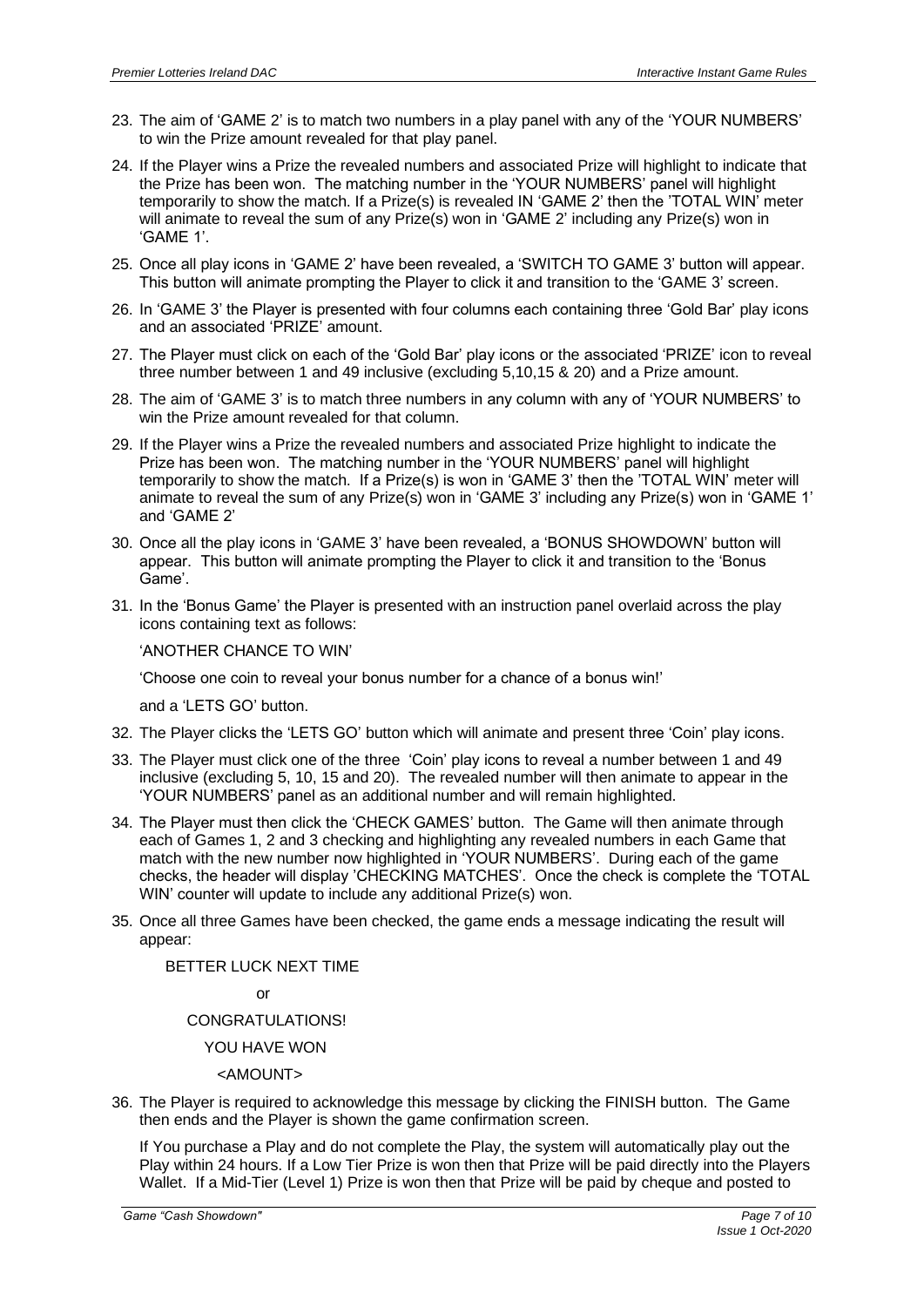23. The aim of 'GAME 2' is to match two numbers in a play panel with any of the 'YOUR NUMBERS' to win the Prize amount revealed for that play panel.

24. If the Player wins a Prize the revealed numbers and associated Prize will highlight to indicate that the Prize has been won. The matching number in the 'YOUR NUMBERS' panel will highlight temporarily to show the match. If a Prize(s) is revealed IN 'GAME 2' then the 'TOTAL WIN' meter will animate to reveal the sum of any Prize(s) won in 'GAME 2' including any Prize(s) won in 'GAME 1'.

25. Once all play icons in 'GAME 2' have been revealed, a 'SWITCH TO GAME 3' button will appear. This button will animate prompting the Player to click it and transition to the 'GAME 3' screen.

26. In 'GAME 3' the Player is presented with four columns each containing three 'Gold Bar' play icons and an associated 'PRIZE' amount.

27. The Player must click on each of the 'Gold Bar' play icons or the associated 'PRIZE' icon to reveal three number between 1 and 49 inclusive (excluding 5,10,15 & 20) and a Prize amount.

28. The aim of 'GAME 3' is to match three numbers in any column with any of 'YOUR NUMBERS' to win the Prize amount revealed for that column.

29. If the Player wins a Prize the revealed numbers and associated Prize highlight to indicate the Prize has been won. The matching number in the 'YOUR NUMBERS' panel will highlight temporarily to show the match. If a Prize(s) is won in 'GAME 3' then the 'TOTAL WIN' meter will animate to reveal the sum of any Prize(s) won in 'GAME 3' including any Prize(s) won in 'GAME 1' and 'GAME 2'

30. Once all the play icons in 'GAME 3' have been revealed, a 'BONUS SHOWDOWN' button will appear. This button will animate prompting the Player to click it and transition to the 'Bonus Game'.

31. In the 'Bonus Game' the Player is presented with an instruction panel overlaid across the play icons containing text as follows:

    'ANOTHER CHANCE TO WIN'

    'Choose one coin to reveal your bonus number for a chance of a bonus win!'

    and a 'LETS GO' button.

32. The Player clicks the 'LETS GO' button which will animate and present three 'Coin' play icons.

33. The Player must click one of the three 'Coin' play icons to reveal a number between 1 and 49 inclusive (excluding 5, 10, 15 and 20). The revealed number will then animate to appear in the 'YOUR NUMBERS' panel as an additional number and will remain highlighted.

34. The Player must then click the 'CHECK GAMES' button. The Game will then animate through each of Games 1, 2 and 3 checking and highlighting any revealed numbers in each Game that match with the new number now highlighted in 'YOUR NUMBERS'. During each of the game checks, the header will display 'CHECKING MATCHES'. Once the check is complete the 'TOTAL WIN' counter will update to include any additional Prize(s) won.

35. Once all three Games have been checked, the game ends a message indicating the result will appear:

    BETTER LUCK NEXT TIME

    or

    CONGRATULATIONS!

    YOU HAVE WON

    <AMOUNT>

36. The Player is required to acknowledge this message by clicking the FINISH button. The Game then ends and the Player is shown the game confirmation screen.

    If You purchase a Play and do not complete the Play, the system will automatically play out the Play within 24 hours. If a Low Tier Prize is won then that Prize will be paid directly into the Players Wallet. If a Mid-Tier (Level 1) Prize is won then that Prize will be paid by cheque and posted to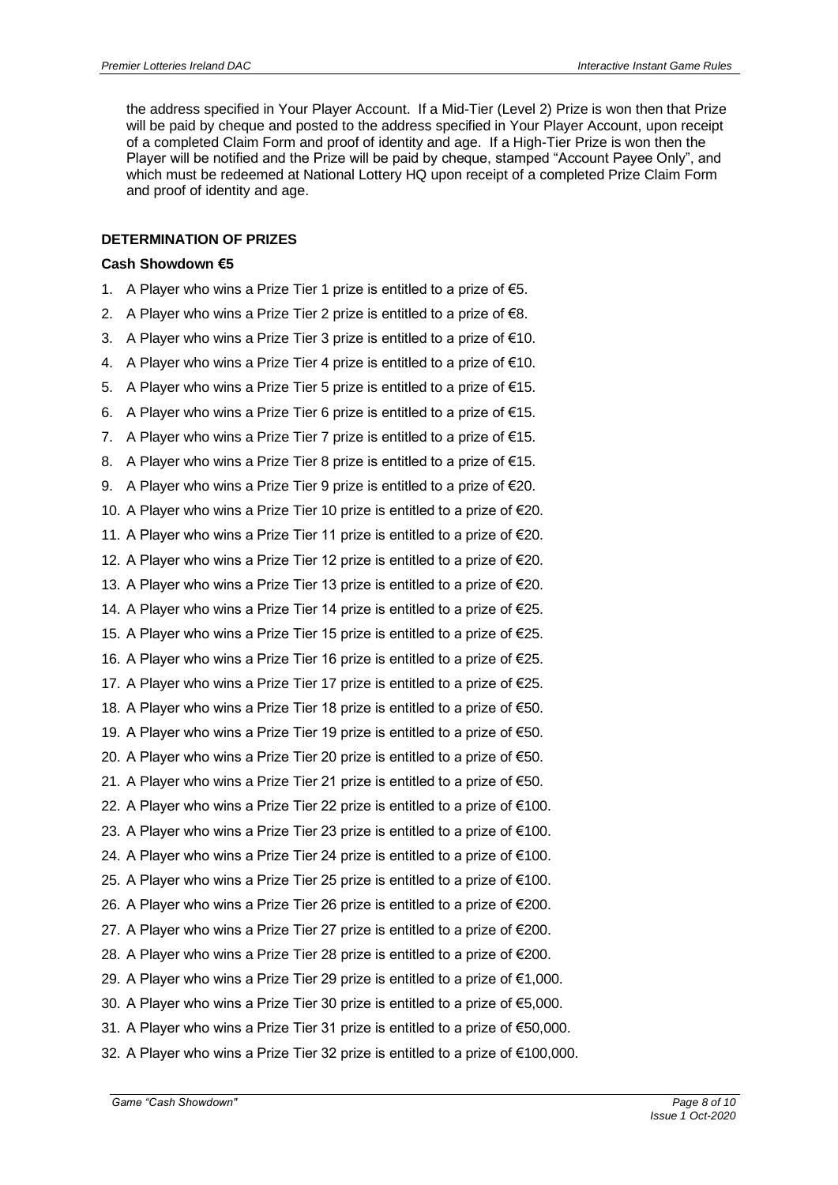the address specified in Your Player Account. If a Mid-Tier (Level 2) Prize is won then that Prize will be paid by cheque and posted to the address specified in Your Player Account, upon receipt of a completed Claim Form and proof of identity and age. If a High-Tier Prize is won then the Player will be notified and the Prize will be paid by cheque, stamped "Account Payee Only", and which must be redeemed at National Lottery HQ upon receipt of a completed Prize Claim Form and proof of identity and age.

## DETERMINATION OF PRIZES

### Cash Showdown €5

1. A Player who wins a Prize Tier 1 prize is entitled to a prize of €5.
2. A Player who wins a Prize Tier 2 prize is entitled to a prize of €8.
3. A Player who wins a Prize Tier 3 prize is entitled to a prize of €10.
4. A Player who wins a Prize Tier 4 prize is entitled to a prize of €10.
5. A Player who wins a Prize Tier 5 prize is entitled to a prize of €15.
6. A Player who wins a Prize Tier 6 prize is entitled to a prize of €15.
7. A Player who wins a Prize Tier 7 prize is entitled to a prize of €15.
8. A Player who wins a Prize Tier 8 prize is entitled to a prize of €15.
9. A Player who wins a Prize Tier 9 prize is entitled to a prize of €20.
10. A Player who wins a Prize Tier 10 prize is entitled to a prize of €20.
11. A Player who wins a Prize Tier 11 prize is entitled to a prize of €20.
12. A Player who wins a Prize Tier 12 prize is entitled to a prize of €20.
13. A Player who wins a Prize Tier 13 prize is entitled to a prize of €20.
14. A Player who wins a Prize Tier 14 prize is entitled to a prize of €25.
15. A Player who wins a Prize Tier 15 prize is entitled to a prize of €25.
16. A Player who wins a Prize Tier 16 prize is entitled to a prize of €25.
17. A Player who wins a Prize Tier 17 prize is entitled to a prize of €25.
18. A Player who wins a Prize Tier 18 prize is entitled to a prize of €50.
19. A Player who wins a Prize Tier 19 prize is entitled to a prize of €50.
20. A Player who wins a Prize Tier 20 prize is entitled to a prize of €50.
21. A Player who wins a Prize Tier 21 prize is entitled to a prize of €50.
22. A Player who wins a Prize Tier 22 prize is entitled to a prize of €100.
23. A Player who wins a Prize Tier 23 prize is entitled to a prize of €100.
24. A Player who wins a Prize Tier 24 prize is entitled to a prize of €100.
25. A Player who wins a Prize Tier 25 prize is entitled to a prize of €100.
26. A Player who wins a Prize Tier 26 prize is entitled to a prize of €200.
27. A Player who wins a Prize Tier 27 prize is entitled to a prize of €200.
28. A Player who wins a Prize Tier 28 prize is entitled to a prize of €200.
29. A Player who wins a Prize Tier 29 prize is entitled to a prize of €1,000.
30. A Player who wins a Prize Tier 30 prize is entitled to a prize of €5,000.
31. A Player who wins a Prize Tier 31 prize is entitled to a prize of €50,000.
32. A Player who wins a Prize Tier 32 prize is entitled to a prize of €100,000.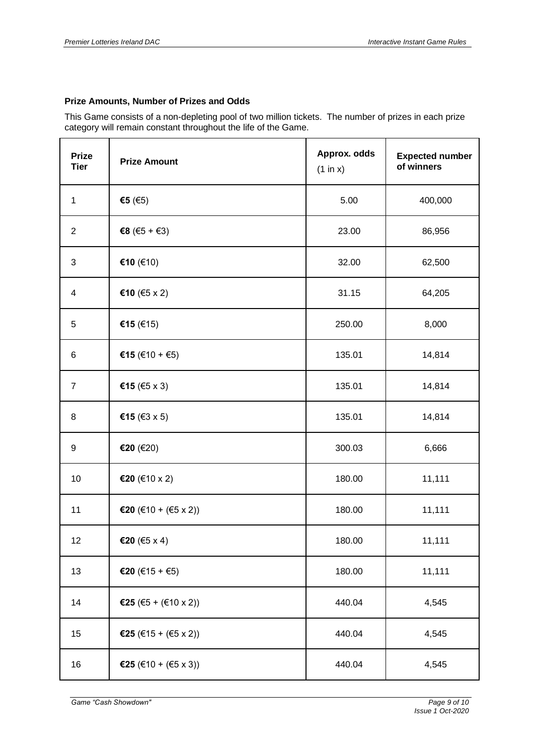**Prize Amounts, Number of Prizes and Odds**

This Game consists of a non-depleting pool of two million tickets. The number of prizes in each prize category will remain constant throughout the life of the Game.

| Prize Tier | Prize Amount | Approx. odds (1 in x) | Expected number of winners |
|---|---|---|---|
| 1 | **€5** (€5) | 5.00 | 400,000 |
| 2 | **€8** (€5 + €3) | 23.00 | 86,956 |
| 3 | **€10** (€10) | 32.00 | 62,500 |
| 4 | **€10** (€5 x 2) | 31.15 | 64,205 |
| 5 | **€15** (€15) | 250.00 | 8,000 |
| 6 | **€15** (€10 + €5) | 135.01 | 14,814 |
| 7 | **€15** (€5 x 3) | 135.01 | 14,814 |
| 8 | **€15** (€3 x 5) | 135.01 | 14,814 |
| 9 | **€20** (€20) | 300.03 | 6,666 |
| 10 | **€20** (€10 x 2) | 180.00 | 11,111 |
| 11 | **€20** (€10 + (€5 x 2)) | 180.00 | 11,111 |
| 12 | **€20** (€5 x 4) | 180.00 | 11,111 |
| 13 | **€20** (€15 + €5) | 180.00 | 11,111 |
| 14 | **€25** (€5 + (€10 x 2)) | 440.04 | 4,545 |
| 15 | **€25** (€15 + (€5 x 2)) | 440.04 | 4,545 |
| 16 | **€25** (€10 + (€5 x 3)) | 440.04 | 4,545 |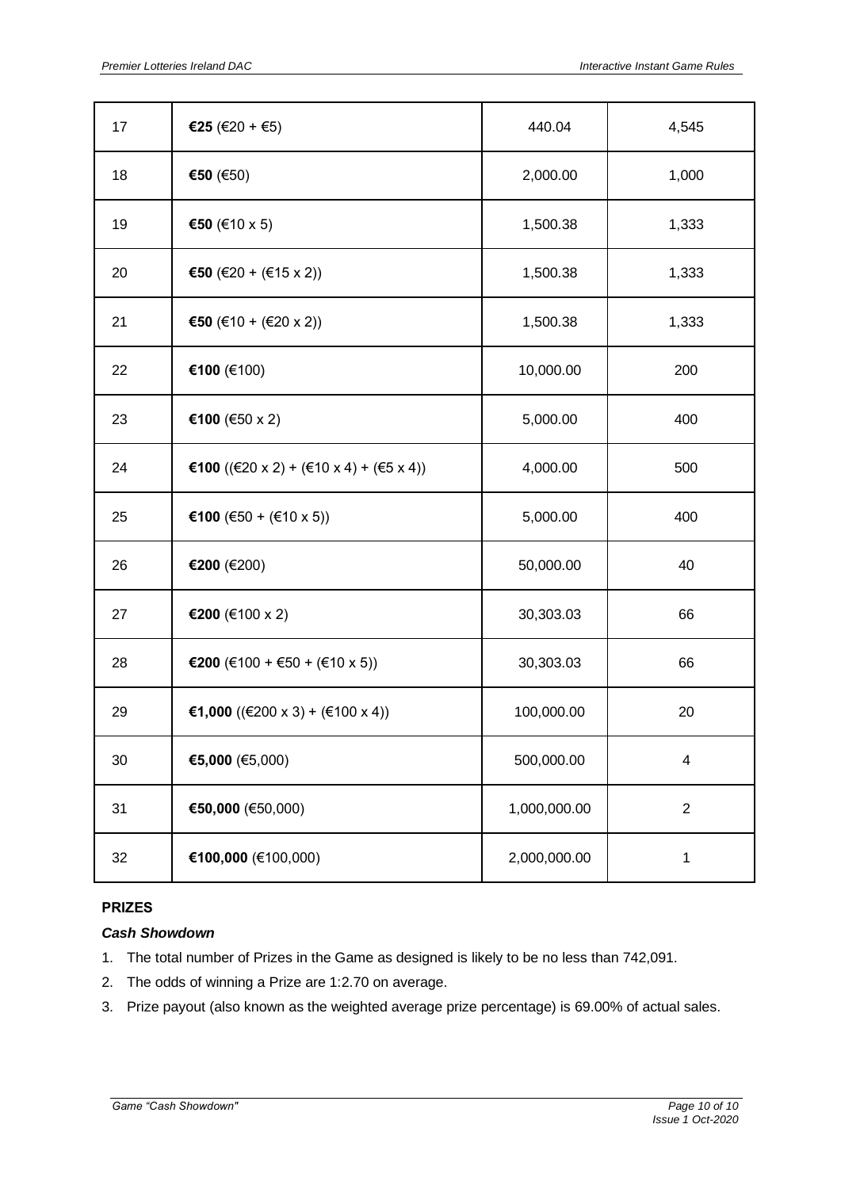| | | | |
|---|---|---|---|
| 17 | **€25** (€20 + €5) | 440.04 | 4,545 |
| 18 | **€50** (€50) | 2,000.00 | 1,000 |
| 19 | **€50** (€10 x 5) | 1,500.38 | 1,333 |
| 20 | **€50** (€20 + (€15 x 2)) | 1,500.38 | 1,333 |
| 21 | **€50** (€10 + (€20 x 2)) | 1,500.38 | 1,333 |
| 22 | **€100** (€100) | 10,000.00 | 200 |
| 23 | **€100** (€50 x 2) | 5,000.00 | 400 |
| 24 | **€100** ((€20 x 2) + (€10 x 4) + (€5 x 4)) | 4,000.00 | 500 |
| 25 | **€100** (€50 + (€10 x 5)) | 5,000.00 | 400 |
| 26 | **€200** (€200) | 50,000.00 | 40 |
| 27 | **€200** (€100 x 2) | 30,303.03 | 66 |
| 28 | **€200** (€100 + €50 + (€10 x 5)) | 30,303.03 | 66 |
| 29 | **€1,000** ((€200 x 3) + (€100 x 4)) | 100,000.00 | 20 |
| 30 | **€5,000** (€5,000) | 500,000.00 | 4 |
| 31 | **€50,000** (€50,000) | 1,000,000.00 | 2 |
| 32 | **€100,000** (€100,000) | 2,000,000.00 | 1 |

**PRIZES**

***Cash Showdown***

1. The total number of Prizes in the Game as designed is likely to be no less than 742,091.
2. The odds of winning a Prize are 1:2.70 on average.
3. Prize payout (also known as the weighted average prize percentage) is 69.00% of actual sales.